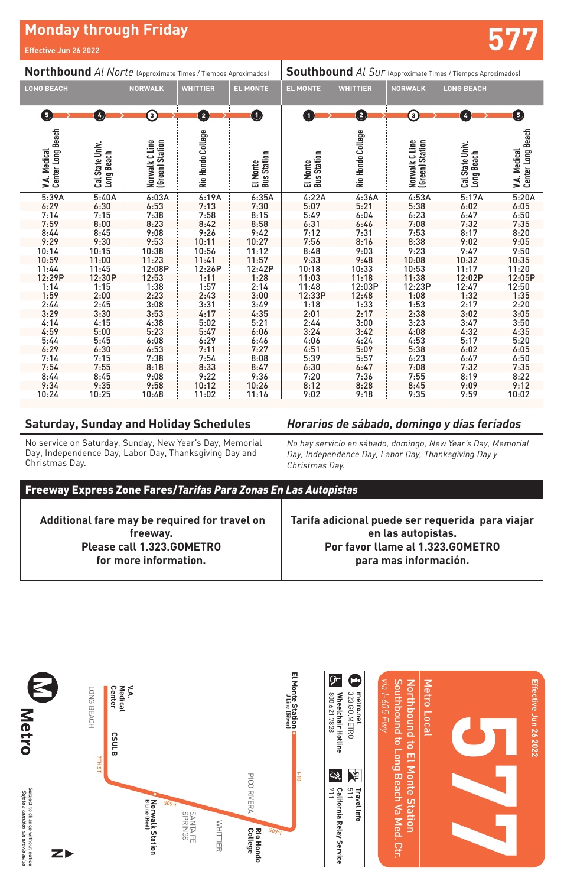# Monday through Friday

Effective Jun 26 2022

577

## Northbound *Al Norte* (Approximate Times / Tiempos Aproximados)

| LONG BEACH | | NORWALK | WHITTIER | EL MONTE |
|---|---|---|---|---|
| 5 | 4 | 3 | 2 | 1 |
| V.A. Medical Center Long Beach | Cal State Univ. Long Beach | Norwalk C Line (Green) Station | Rio Hondo College | El Monte Bus Station |
| 5:39A | 5:40A | 6:03A | 6:19A | 6:35A |
| 6:29 | 6:30 | 6:53 | 7:13 | 7:30 |
| 7:14 | 7:15 | 7:38 | 7:58 | 8:15 |
| 7:59 | 8:00 | 8:23 | 8:42 | 8:58 |
| 8:44 | 8:45 | 9:08 | 9:26 | 9:42 |
| 9:29 | 9:30 | 9:53 | 10:11 | 10:27 |
| 10:14 | 10:15 | 10:38 | 10:56 | 11:12 |
| 10:59 | 11:00 | 11:23 | 11:41 | 11:57 |
| 11:44 | 11:45 | 12:08P | 12:26P | 12:42P |
| 12:29P | 12:30P | 12:53 | 1:11 | 1:28 |
| 1:14 | 1:15 | 1:38 | 1:57 | 2:14 |
| 1:59 | 2:00 | 2:23 | 2:43 | 3:00 |
| 2:44 | 2:45 | 3:08 | 3:31 | 3:49 |
| 3:29 | 3:30 | 3:53 | 4:17 | 4:35 |
| 4:14 | 4:15 | 4:38 | 5:02 | 5:21 |
| 4:59 | 5:00 | 5:23 | 5:47 | 6:06 |
| 5:44 | 5:45 | 6:08 | 6:29 | 6:46 |
| 6:29 | 6:30 | 6:53 | 7:11 | 7:27 |
| 7:14 | 7:15 | 7:38 | 7:54 | 8:08 |
| 7:54 | 7:55 | 8:18 | 8:33 | 8:47 |
| 8:44 | 8:45 | 9:08 | 9:22 | 9:36 |
| 9:34 | 9:35 | 9:58 | 10:12 | 10:26 |
| 10:24 | 10:25 | 10:48 | 11:02 | 11:16 |

## Southbound *Al Sur* (Approximate Times / Tiempos Aproximados)

| EL MONTE | WHITTIER | NORWALK | LONG BEACH | |
|---|---|---|---|---|
| 1 | 2 | 3 | 4 | 5 |
| El Monte Bus Station | Rio Hondo College | Norwalk C Line (Green) Station | Cal State Univ. Long Beach | V.A. Medical Center Long Beach |
| 4:22A | 4:36A | 4:53A | 5:17A | 5:20A |
| 5:07 | 5:21 | 5:38 | 6:02 | 6:05 |
| 5:49 | 6:04 | 6:23 | 6:47 | 6:50 |
| 6:31 | 6:46 | 7:08 | 7:32 | 7:35 |
| 7:12 | 7:31 | 7:53 | 8:17 | 8:20 |
| 7:56 | 8:16 | 8:38 | 9:02 | 9:05 |
| 8:48 | 9:03 | 9:23 | 9:47 | 9:50 |
| 9:33 | 9:48 | 10:08 | 10:32 | 10:35 |
| 10:18 | 10:33 | 10:53 | 11:17 | 11:20 |
| 11:03 | 11:18 | 11:38 | 12:02P | 12:05P |
| 11:48 | 12:03P | 12:23P | 12:47 | 12:50 |
| 12:33P | 12:48 | 1:08 | 1:32 | 1:35 |
| 1:18 | 1:33 | 1:53 | 2:17 | 2:20 |
| 2:01 | 2:17 | 2:38 | 3:02 | 3:05 |
| 2:44 | 3:00 | 3:23 | 3:47 | 3:50 |
| 3:24 | 3:42 | 4:08 | 4:32 | 4:35 |
| 4:06 | 4:24 | 4:53 | 5:17 | 5:20 |
| 4:51 | 5:09 | 5:38 | 6:02 | 6:05 |
| 5:39 | 5:57 | 6:23 | 6:47 | 6:50 |
| 6:30 | 6:47 | 7:08 | 7:32 | 7:35 |
| 7:20 | 7:36 | 7:55 | 8:19 | 8:22 |
| 8:12 | 8:28 | 8:45 | 9:09 | 9:12 |
| 9:02 | 9:18 | 9:35 | 9:59 | 10:02 |

## Saturday, Sunday and Holiday Schedules

No service on Saturday, Sunday, New Year's Day, Memorial Day, Independence Day, Labor Day, Thanksgiving Day and Christmas Day.

## *Horarios de sábado, domingo y días feriados*

*No hay servicio en sábado, domingo, New Year's Day, Memorial Day, Independence Day, Labor Day, Thanksgiving Day y Christmas Day.*

## Freeway Express Zone Fares/*Tarifas Para Zonas En Las Autopistas*

**Additional fare may be required for travel on freeway.**
**Please call 1.323.GOMETRO for more information.**

**Tarifa adicional puede ser requerida para viajar en las autopistas.**
**Por favor llame al 1.323.GOMETRO para mas información.**

Metro

Subject to change without notice
*Sujeto a cambios sin previo aviso*

LONG BEACH · V.A. Medical Center · CSULB · 7TH ST · Norwalk Station B Line (Red) · I-605 · SANTA FE SPRINGS · WHITTIER · PICO RIVERA · Rio Hondo College · I-605 · I-10 · El Monte Station J Line (Silver)

metro.net
323.GO.METRO

Wheelchair Hotline
800.621.7828

Travel Info
511

California Relay Service
711

Metro Local

Northbound to El Monte Station
Southbound to Long Beach Va Med. Ctr.
*via I-605 Fwy*

577

Effective Jun 26 2022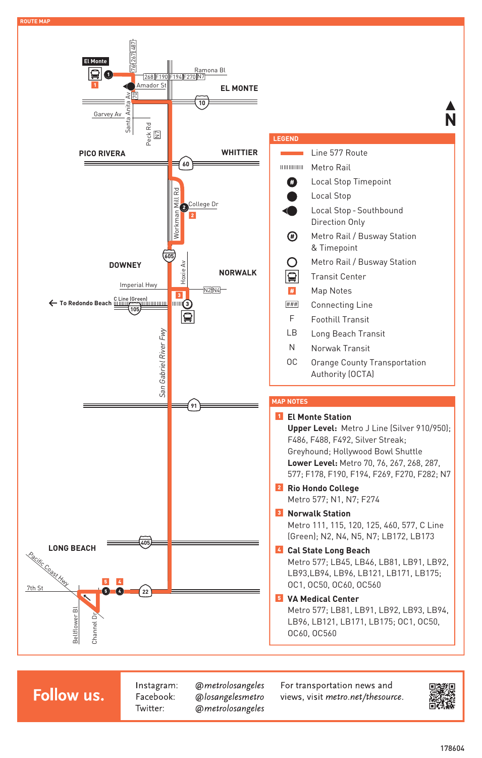## ROUTE MAP

El Monte
1
Ramona Bl
268 F190 F194 F270 N7
Amador St
76 267 487
70
EL MONTE
10
Garvey Av
Santa Anita Av
Peck Rd
N7
PICO RIVERA
WHITTIER
60
Workman Mill Rd
College Dr
2
605
DOWNEY
Hoxie Av
NORWALK
Imperial Hwy
N2 N4
3
To Redondo Beach
C Line (Green)
105
San Gabriel River Fwy
91
LONG BEACH
405
Pacific Coast Hwy
7th St
5
4
22
Bellflower Bl
Channel Dr

N

## LEGEND

- Line 577 Route
- Metro Rail
- Local Stop Timepoint
- Local Stop
- Local Stop - Southbound Direction Only
- Metro Rail / Busway Station & Timepoint
- Metro Rail / Busway Station
- Transit Center
- Map Notes
- Connecting Line
- F Foothill Transit
- LB Long Beach Transit
- N Norwak Transit
- OC Orange County Transportation Authority (OCTA)

## MAP NOTES

1 **El Monte Station**
**Upper Level:** Metro J Line (Silver 910/950); F486, F488, F492, Silver Streak; Greyhound; Hollywood Bowl Shuttle
**Lower Level:** Metro 70, 76, 267, 268, 287, 577; F178, F190, F194, F269, F270, F282; N7

2 **Rio Hondo College**
Metro 577; N1, N7; F274

3 **Norwalk Station**
Metro 111, 115, 120, 125, 460, 577, C Line (Green); N2, N4, N5, N7; LB172, LB173

4 **Cal State Long Beach**
Metro 577; LB45, LB46, LB81, LB91, LB92, LB93,LB94, LB96, LB121, LB171, LB175; OC1, OC50, OC60, OC560

5 **VA Medical Center**
Metro 577; LB81, LB91, LB92, LB93, LB94, LB96, LB121, LB171, LB175; OC1, OC50, OC60, OC560

**Follow us.**

Instagram: *@metrolosangeles*
Facebook: *@losangelesmetro*
Twitter: *@metrolosangeles*

For transportation news and views, visit *metro.net/thesource*.

178604